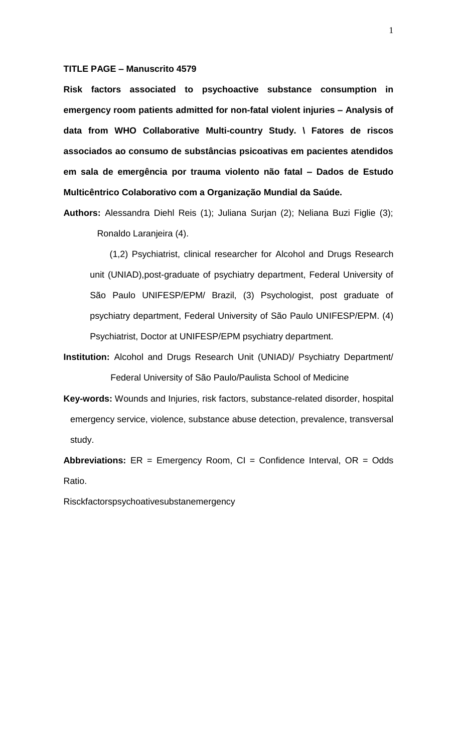**TITLE PAGE – Manuscrito 4579**

**Risk factors associated to psychoactive substance consumption in emergency room patients admitted for non-fatal violent injuries – Analysis of data from WHO Collaborative Multi-country Study. \ Fatores de riscos associados ao consumo de substâncias psicoativas em pacientes atendidos em sala de emergência por trauma violento não fatal – Dados de Estudo Multicêntrico Colaborativo com a Organização Mundial da Saúde.**

**Authors:** Alessandra Diehl Reis (1); Juliana Surjan (2); Neliana Buzi Figlie (3); Ronaldo Laranjeira (4).

(1,2) Psychiatrist, clinical researcher for Alcohol and Drugs Research unit (UNIAD),post-graduate of psychiatry department, Federal University of São Paulo UNIFESP/EPM/ Brazil, (3) Psychologist, post graduate of psychiatry department, Federal University of São Paulo UNIFESP/EPM. (4) Psychiatrist, Doctor at UNIFESP/EPM psychiatry department.

**Institution:** Alcohol and Drugs Research Unit (UNIAD)/ Psychiatry Department/ Federal University of São Paulo/Paulista School of Medicine

**Key-words:** Wounds and Injuries, risk factors, substance-related disorder, hospital emergency service, violence, substance abuse detection, prevalence, transversal study.

**Abbreviations:** ER = Emergency Room, CI = Confidence Interval, OR = Odds Ratio.

Risckfactorspsychoativesubstanemergency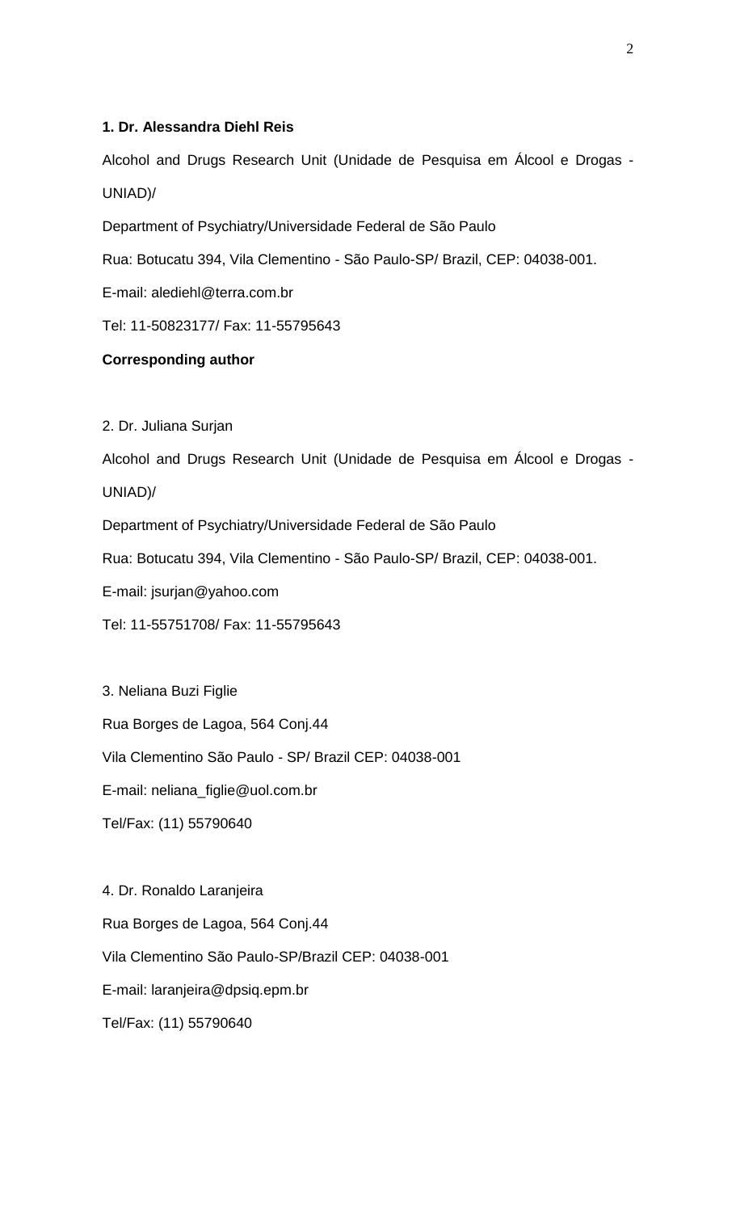**1. Dr. Alessandra Diehl Reis**

Alcohol and Drugs Research Unit (Unidade de Pesquisa em Álcool e Drogas - UNIAD)/

Department of Psychiatry/Universidade Federal de São Paulo

Rua: Botucatu 394, Vila Clementino - São Paulo-SP/ Brazil, CEP: 04038-001.

E-mail: alediehl@terra.com.br

Tel: 11-50823177/ Fax: 11-55795643

**Corresponding author**

2. Dr. Juliana Surjan

Alcohol and Drugs Research Unit (Unidade de Pesquisa em Álcool e Drogas - UNIAD)/

Department of Psychiatry/Universidade Federal de São Paulo

Rua: Botucatu 394, Vila Clementino - São Paulo-SP/ Brazil, CEP: 04038-001.

E-mail: jsurjan@yahoo.com

Tel: 11-55751708/ Fax: 11-55795643

3. Neliana Buzi Figlie

Rua Borges de Lagoa, 564 Conj.44

Vila Clementino São Paulo - SP/ Brazil CEP: 04038-001

E-mail: neliana_figlie@uol.com.br

Tel/Fax: (11) 55790640

4. Dr. Ronaldo Laranjeira

Rua Borges de Lagoa, 564 Conj.44

Vila Clementino São Paulo-SP/Brazil CEP: 04038-001

E-mail: laranjeira@dpsiq.epm.br

Tel/Fax: (11) 55790640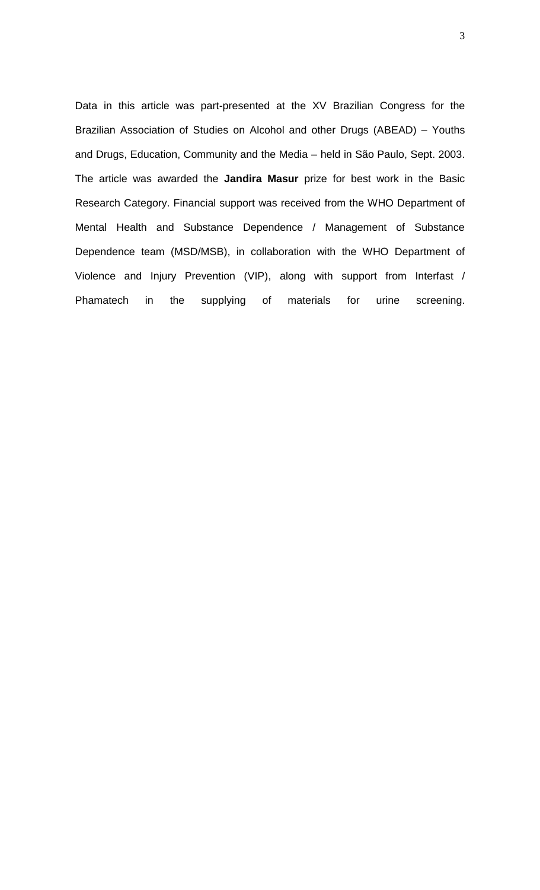Data in this article was part-presented at the XV Brazilian Congress for the Brazilian Association of Studies on Alcohol and other Drugs (ABEAD) – Youths and Drugs, Education, Community and the Media – held in São Paulo, Sept. 2003. The article was awarded the **Jandira Masur** prize for best work in the Basic Research Category. Financial support was received from the WHO Department of Mental Health and Substance Dependence / Management of Substance Dependence team (MSD/MSB), in collaboration with the WHO Department of Violence and Injury Prevention (VIP), along with support from Interfast / Phamatech in the supplying of materials for urine screening.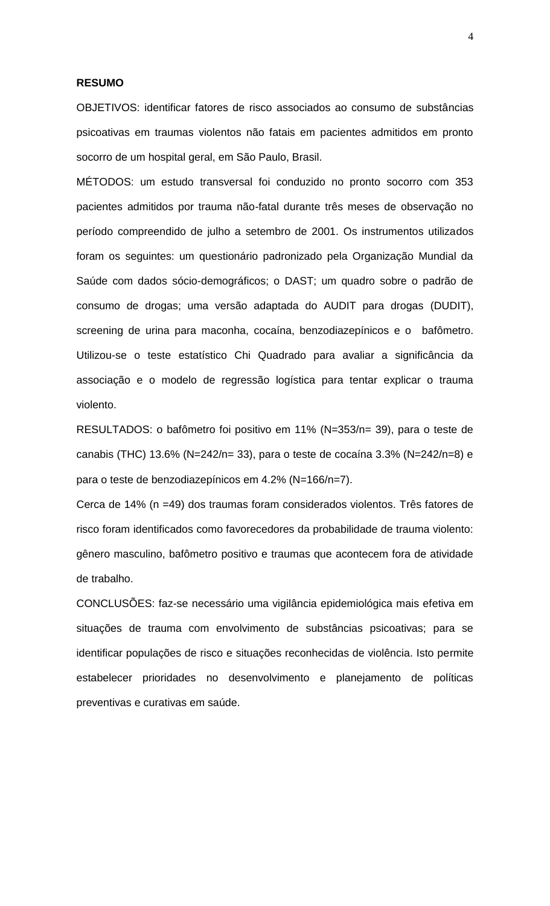**RESUMO**

OBJETIVOS: identificar fatores de risco associados ao consumo de substâncias psicoativas em traumas violentos não fatais em pacientes admitidos em pronto socorro de um hospital geral, em São Paulo, Brasil.

MÉTODOS: um estudo transversal foi conduzido no pronto socorro com 353 pacientes admitidos por trauma não-fatal durante três meses de observação no período compreendido de julho a setembro de 2001. Os instrumentos utilizados foram os seguintes: um questionário padronizado pela Organização Mundial da Saúde com dados sócio-demográficos; o DAST; um quadro sobre o padrão de consumo de drogas; uma versão adaptada do AUDIT para drogas (DUDIT), screening de urina para maconha, cocaína, benzodiazepínicos e o bafômetro. Utilizou-se o teste estatístico Chi Quadrado para avaliar a significância da associação e o modelo de regressão logística para tentar explicar o trauma violento.

RESULTADOS: o bafômetro foi positivo em 11% (N=353/n= 39), para o teste de canabis (THC) 13.6% (N=242/n= 33), para o teste de cocaína 3.3% (N=242/n=8) e para o teste de benzodiazepínicos em 4.2% (N=166/n=7).

Cerca de 14% (n =49) dos traumas foram considerados violentos. Três fatores de risco foram identificados como favorecedores da probabilidade de trauma violento: gênero masculino, bafômetro positivo e traumas que acontecem fora de atividade de trabalho.

CONCLUSÕES: faz-se necessário uma vigilância epidemiológica mais efetiva em situações de trauma com envolvimento de substâncias psicoativas; para se identificar populações de risco e situações reconhecidas de violência. Isto permite estabelecer prioridades no desenvolvimento e planejamento de políticas preventivas e curativas em saúde.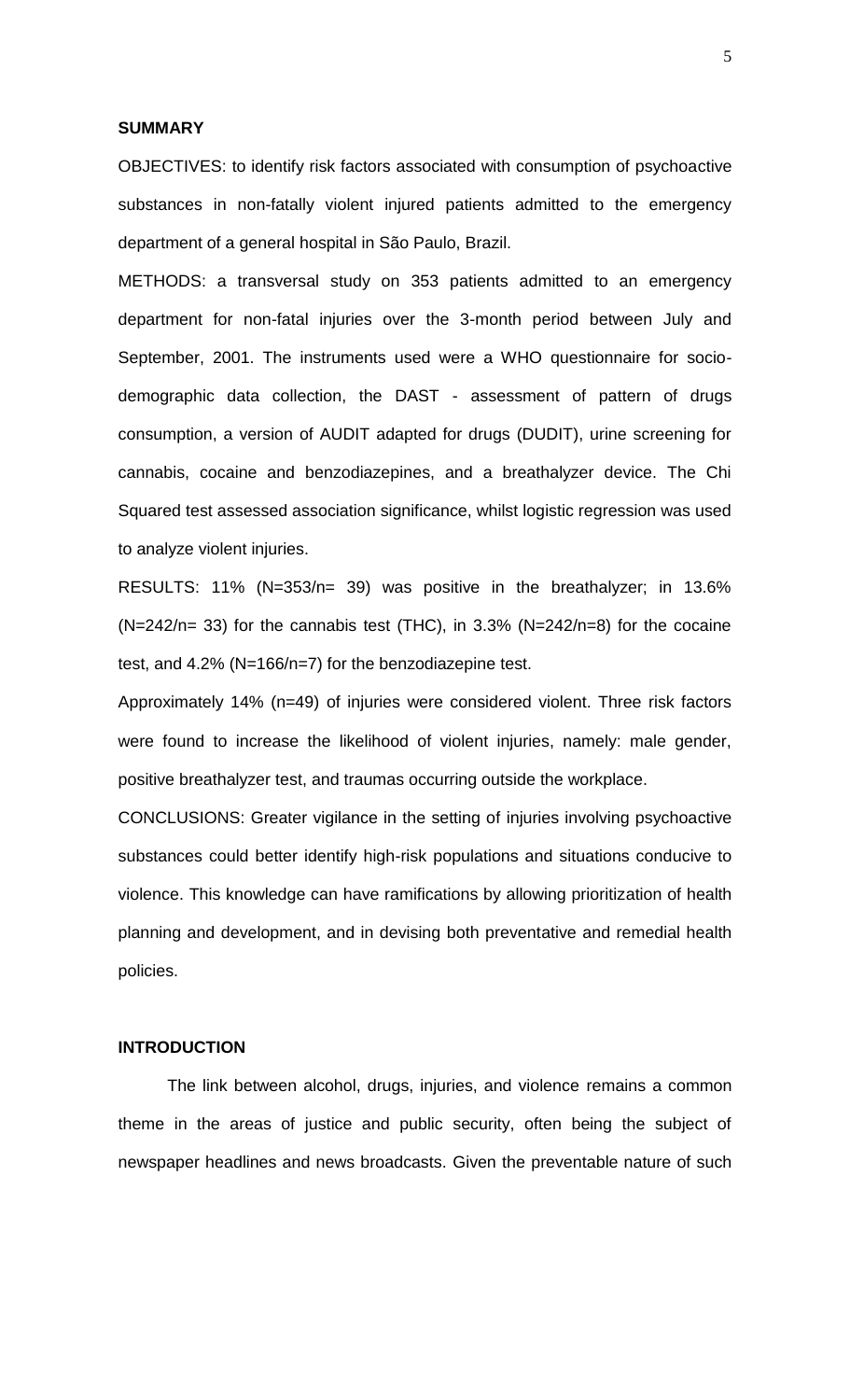## SUMMARY

OBJECTIVES: to identify risk factors associated with consumption of psychoactive substances in non-fatally violent injured patients admitted to the emergency department of a general hospital in São Paulo, Brazil.

METHODS: a transversal study on 353 patients admitted to an emergency department for non-fatal injuries over the 3-month period between July and September, 2001. The instruments used were a WHO questionnaire for socio-demographic data collection, the DAST - assessment of pattern of drugs consumption, a version of AUDIT adapted for drugs (DUDIT), urine screening for cannabis, cocaine and benzodiazepines, and a breathalyzer device. The Chi Squared test assessed association significance, whilst logistic regression was used to analyze violent injuries.

RESULTS: 11% (N=353/n= 39) was positive in the breathalyzer; in 13.6% (N=242/n= 33) for the cannabis test (THC), in 3.3% (N=242/n=8) for the cocaine test, and 4.2% (N=166/n=7) for the benzodiazepine test.

Approximately 14% (n=49) of injuries were considered violent. Three risk factors were found to increase the likelihood of violent injuries, namely: male gender, positive breathalyzer test, and traumas occurring outside the workplace.

CONCLUSIONS: Greater vigilance in the setting of injuries involving psychoactive substances could better identify high-risk populations and situations conducive to violence. This knowledge can have ramifications by allowing prioritization of health planning and development, and in devising both preventative and remedial health policies.

## INTRODUCTION

The link between alcohol, drugs, injuries, and violence remains a common theme in the areas of justice and public security, often being the subject of newspaper headlines and news broadcasts. Given the preventable nature of such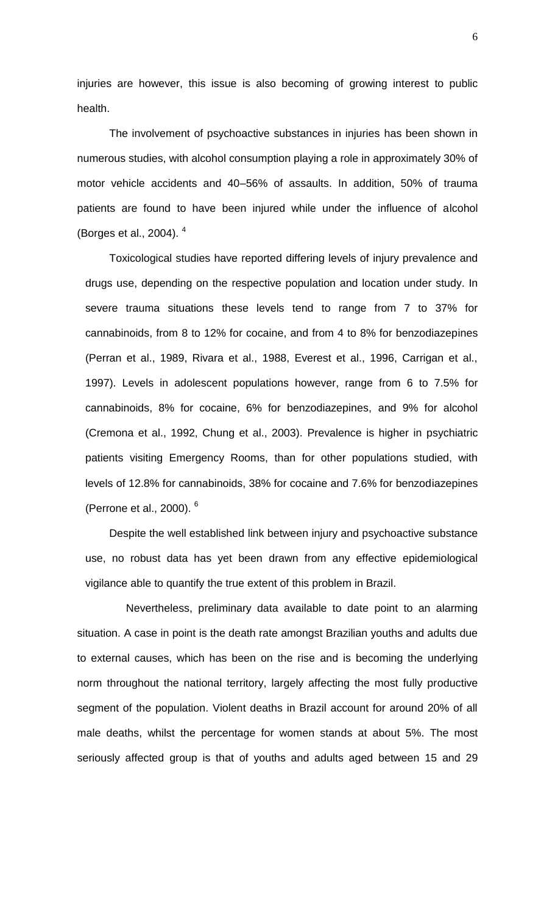injuries are however, this issue is also becoming of growing interest to public health.

The involvement of psychoactive substances in injuries has been shown in numerous studies, with alcohol consumption playing a role in approximately 30% of motor vehicle accidents and 40–56% of assaults. In addition, 50% of trauma patients are found to have been injured while under the influence of alcohol (Borges et al., 2004). [4]

Toxicological studies have reported differing levels of injury prevalence and drugs use, depending on the respective population and location under study. In severe trauma situations these levels tend to range from 7 to 37% for cannabinoids, from 8 to 12% for cocaine, and from 4 to 8% for benzodiazepines (Perran et al., 1989, Rivara et al., 1988, Everest et al., 1996, Carrigan et al., 1997). Levels in adolescent populations however, range from 6 to 7.5% for cannabinoids, 8% for cocaine, 6% for benzodiazepines, and 9% for alcohol (Cremona et al., 1992, Chung et al., 2003). Prevalence is higher in psychiatric patients visiting Emergency Rooms, than for other populations studied, with levels of 12.8% for cannabinoids, 38% for cocaine and 7.6% for benzodiazepines (Perrone et al., 2000). [6]

Despite the well established link between injury and psychoactive substance use, no robust data has yet been drawn from any effective epidemiological vigilance able to quantify the true extent of this problem in Brazil.

Nevertheless, preliminary data available to date point to an alarming situation. A case in point is the death rate amongst Brazilian youths and adults due to external causes, which has been on the rise and is becoming the underlying norm throughout the national territory, largely affecting the most fully productive segment of the population. Violent deaths in Brazil account for around 20% of all male deaths, whilst the percentage for women stands at about 5%. The most seriously affected group is that of youths and adults aged between 15 and 29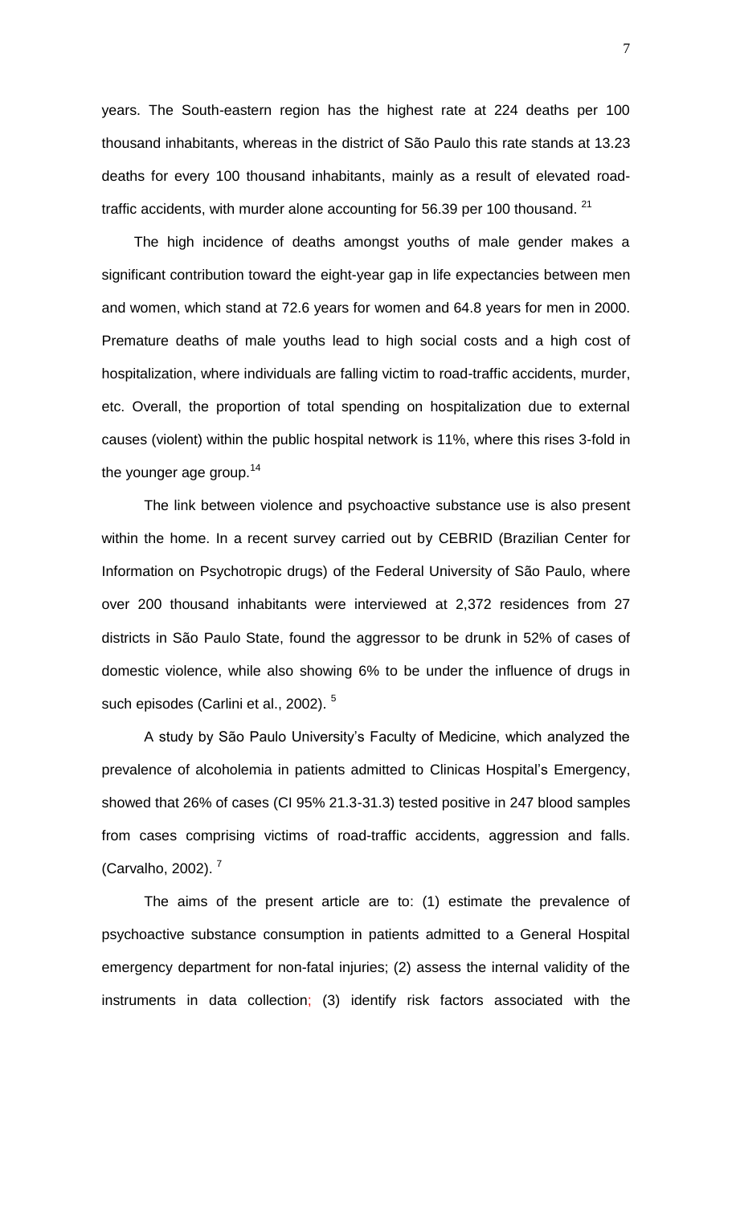years. The South-eastern region has the highest rate at 224 deaths per 100 thousand inhabitants, whereas in the district of São Paulo this rate stands at 13.23 deaths for every 100 thousand inhabitants, mainly as a result of elevated road-traffic accidents, with murder alone accounting for 56.39 per 100 thousand. [21]

The high incidence of deaths amongst youths of male gender makes a significant contribution toward the eight-year gap in life expectancies between men and women, which stand at 72.6 years for women and 64.8 years for men in 2000. Premature deaths of male youths lead to high social costs and a high cost of hospitalization, where individuals are falling victim to road-traffic accidents, murder, etc. Overall, the proportion of total spending on hospitalization due to external causes (violent) within the public hospital network is 11%, where this rises 3-fold in the younger age group.[14]

The link between violence and psychoactive substance use is also present within the home. In a recent survey carried out by CEBRID (Brazilian Center for Information on Psychotropic drugs) of the Federal University of São Paulo, where over 200 thousand inhabitants were interviewed at 2,372 residences from 27 districts in São Paulo State, found the aggressor to be drunk in 52% of cases of domestic violence, while also showing 6% to be under the influence of drugs in such episodes (Carlini et al., 2002). [5]

A study by São Paulo University's Faculty of Medicine, which analyzed the prevalence of alcoholemia in patients admitted to Clinicas Hospital's Emergency, showed that 26% of cases (CI 95% 21.3-31.3) tested positive in 247 blood samples from cases comprising victims of road-traffic accidents, aggression and falls. (Carvalho, 2002). [7]

The aims of the present article are to: (1) estimate the prevalence of psychoactive substance consumption in patients admitted to a General Hospital emergency department for non-fatal injuries; (2) assess the internal validity of the instruments in data collection; (3) identify risk factors associated with the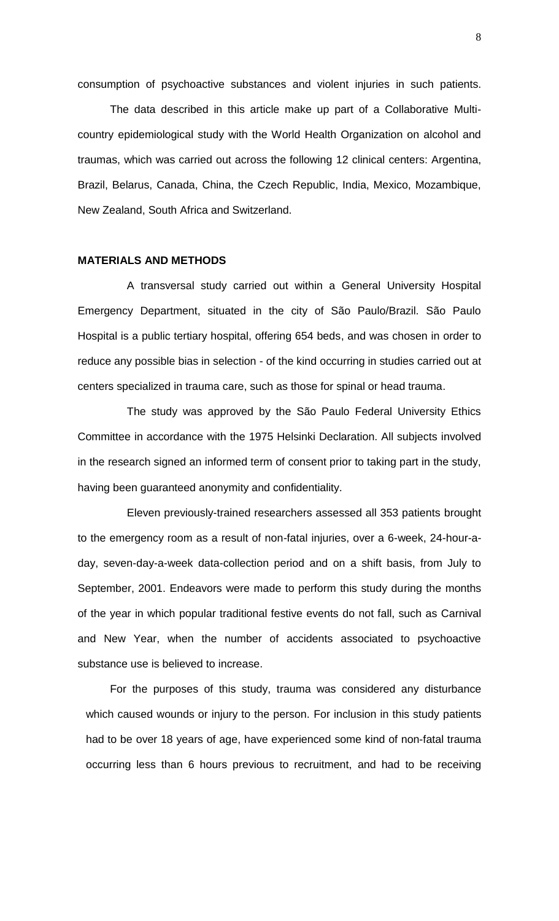consumption of psychoactive substances and violent injuries in such patients.

The data described in this article make up part of a Collaborative Multi-country epidemiological study with the World Health Organization on alcohol and traumas, which was carried out across the following 12 clinical centers: Argentina, Brazil, Belarus, Canada, China, the Czech Republic, India, Mexico, Mozambique, New Zealand, South Africa and Switzerland.

## MATERIALS AND METHODS

A transversal study carried out within a General University Hospital Emergency Department, situated in the city of São Paulo/Brazil. São Paulo Hospital is a public tertiary hospital, offering 654 beds, and was chosen in order to reduce any possible bias in selection - of the kind occurring in studies carried out at centers specialized in trauma care, such as those for spinal or head trauma.

The study was approved by the São Paulo Federal University Ethics Committee in accordance with the 1975 Helsinki Declaration. All subjects involved in the research signed an informed term of consent prior to taking part in the study, having been guaranteed anonymity and confidentiality.

Eleven previously-trained researchers assessed all 353 patients brought to the emergency room as a result of non-fatal injuries, over a 6-week, 24-hour-a-day, seven-day-a-week data-collection period and on a shift basis, from July to September, 2001. Endeavors were made to perform this study during the months of the year in which popular traditional festive events do not fall, such as Carnival and New Year, when the number of accidents associated to psychoactive substance use is believed to increase.

For the purposes of this study, trauma was considered any disturbance which caused wounds or injury to the person. For inclusion in this study patients had to be over 18 years of age, have experienced some kind of non-fatal trauma occurring less than 6 hours previous to recruitment, and had to be receiving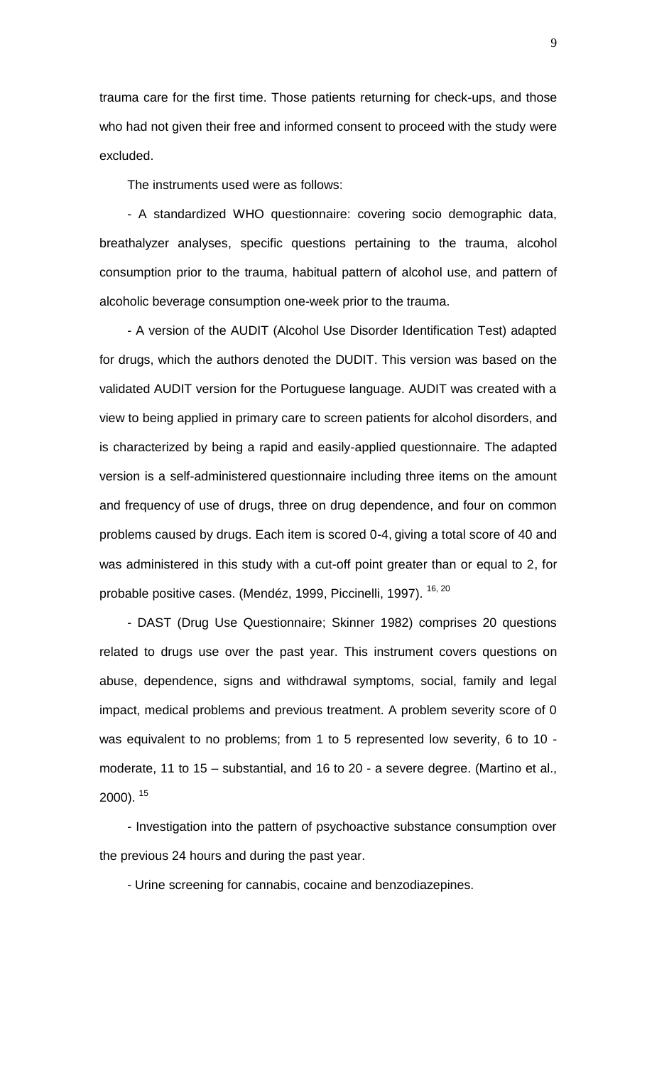trauma care for the first time. Those patients returning for check-ups, and those who had not given their free and informed consent to proceed with the study were excluded.

The instruments used were as follows:

- A standardized WHO questionnaire: covering socio demographic data, breathalyzer analyses, specific questions pertaining to the trauma, alcohol consumption prior to the trauma, habitual pattern of alcohol use, and pattern of alcoholic beverage consumption one-week prior to the trauma.

- A version of the AUDIT (Alcohol Use Disorder Identification Test) adapted for drugs, which the authors denoted the DUDIT. This version was based on the validated AUDIT version for the Portuguese language. AUDIT was created with a view to being applied in primary care to screen patients for alcohol disorders, and is characterized by being a rapid and easily-applied questionnaire. The adapted version is a self-administered questionnaire including three items on the amount and frequency of use of drugs, three on drug dependence, and four on common problems caused by drugs. Each item is scored 0-4, giving a total score of 40 and was administered in this study with a cut-off point greater than or equal to 2, for probable positive cases. (Mendéz, 1999, Piccinelli, 1997). [16, 20]

- DAST (Drug Use Questionnaire; Skinner 1982) comprises 20 questions related to drugs use over the past year. This instrument covers questions on abuse, dependence, signs and withdrawal symptoms, social, family and legal impact, medical problems and previous treatment. A problem severity score of 0 was equivalent to no problems; from 1 to 5 represented low severity, 6 to 10 - moderate, 11 to 15 – substantial, and 16 to 20 - a severe degree. (Martino et al., 2000). [15]

- Investigation into the pattern of psychoactive substance consumption over the previous 24 hours and during the past year.

- Urine screening for cannabis, cocaine and benzodiazepines.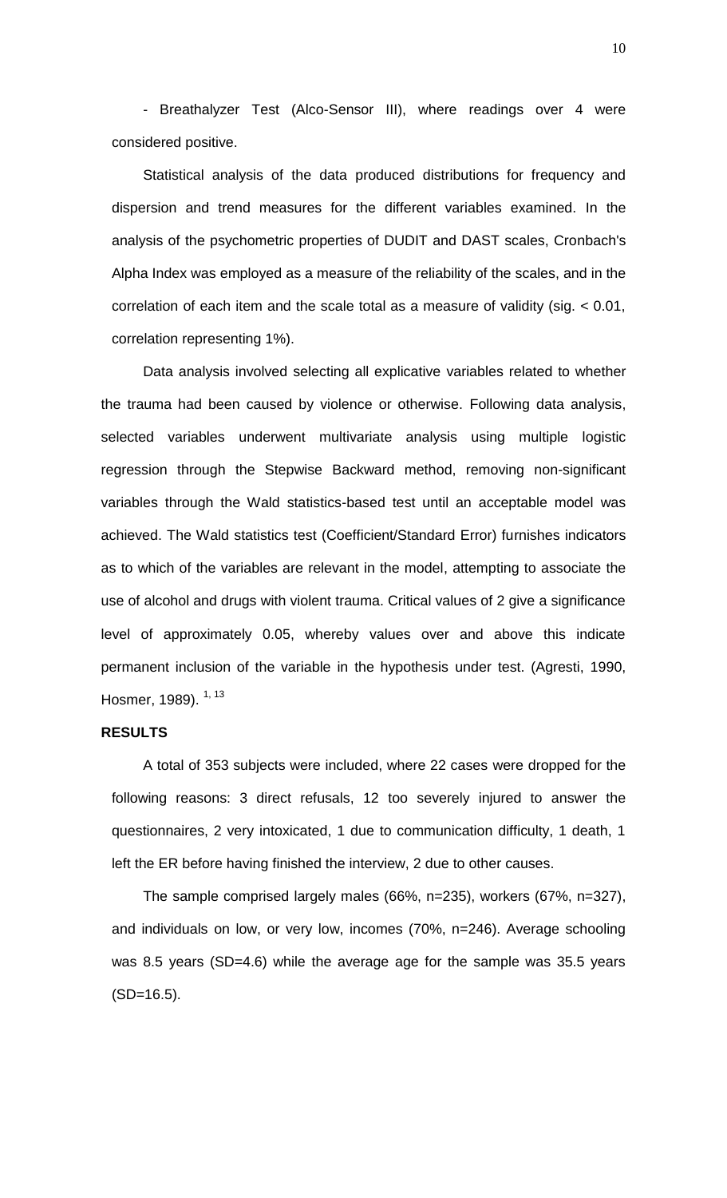- Breathalyzer Test (Alco-Sensor III), where readings over 4 were considered positive.

Statistical analysis of the data produced distributions for frequency and dispersion and trend measures for the different variables examined. In the analysis of the psychometric properties of DUDIT and DAST scales, Cronbach's Alpha Index was employed as a measure of the reliability of the scales, and in the correlation of each item and the scale total as a measure of validity (sig. < 0.01, correlation representing 1%).

Data analysis involved selecting all explicative variables related to whether the trauma had been caused by violence or otherwise. Following data analysis, selected variables underwent multivariate analysis using multiple logistic regression through the Stepwise Backward method, removing non-significant variables through the Wald statistics-based test until an acceptable model was achieved. The Wald statistics test (Coefficient/Standard Error) furnishes indicators as to which of the variables are relevant in the model, attempting to associate the use of alcohol and drugs with violent trauma. Critical values of 2 give a significance level of approximately 0.05, whereby values over and above this indicate permanent inclusion of the variable in the hypothesis under test. (Agresti, 1990, Hosmer, 1989). [1, 13]

## RESULTS

A total of 353 subjects were included, where 22 cases were dropped for the following reasons: 3 direct refusals, 12 too severely injured to answer the questionnaires, 2 very intoxicated, 1 due to communication difficulty, 1 death, 1 left the ER before having finished the interview, 2 due to other causes.

The sample comprised largely males (66%, n=235), workers (67%, n=327), and individuals on low, or very low, incomes (70%, n=246). Average schooling was 8.5 years (SD=4.6) while the average age for the sample was 35.5 years (SD=16.5).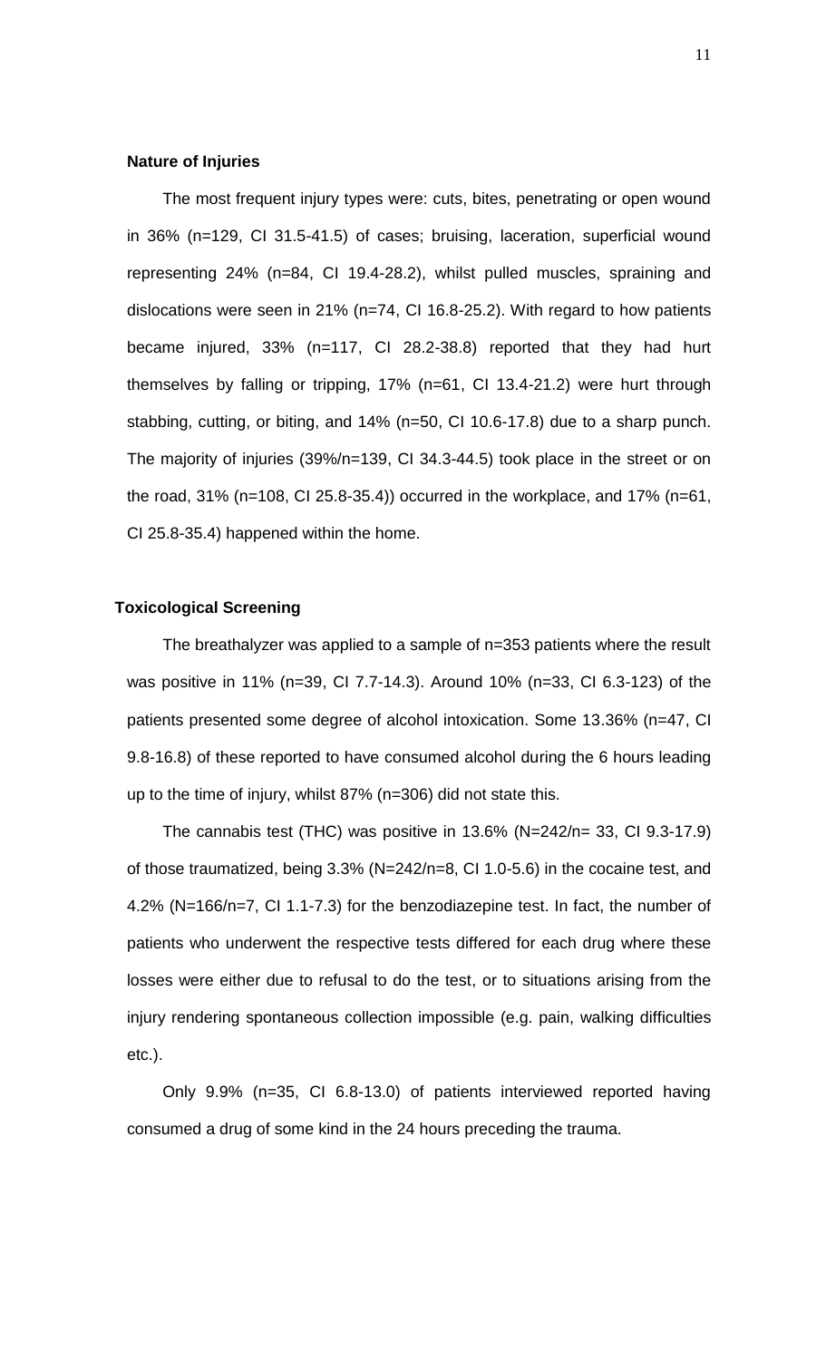### Nature of Injuries

The most frequent injury types were: cuts, bites, penetrating or open wound in 36% (n=129, CI 31.5-41.5) of cases; bruising, laceration, superficial wound representing 24% (n=84, CI 19.4-28.2), whilst pulled muscles, spraining and dislocations were seen in 21% (n=74, CI 16.8-25.2). With regard to how patients became injured, 33% (n=117, CI 28.2-38.8) reported that they had hurt themselves by falling or tripping, 17% (n=61, CI 13.4-21.2) were hurt through stabbing, cutting, or biting, and 14% (n=50, CI 10.6-17.8) due to a sharp punch. The majority of injuries (39%/n=139, CI 34.3-44.5) took place in the street or on the road, 31% (n=108, CI 25.8-35.4)) occurred in the workplace, and 17% (n=61, CI 25.8-35.4) happened within the home.

### Toxicological Screening

The breathalyzer was applied to a sample of n=353 patients where the result was positive in 11% (n=39, CI 7.7-14.3). Around 10% (n=33, CI 6.3-123) of the patients presented some degree of alcohol intoxication. Some 13.36% (n=47, CI 9.8-16.8) of these reported to have consumed alcohol during the 6 hours leading up to the time of injury, whilst 87% (n=306) did not state this.

The cannabis test (THC) was positive in 13.6% (N=242/n= 33, CI 9.3-17.9) of those traumatized, being 3.3% (N=242/n=8, CI 1.0-5.6) in the cocaine test, and 4.2% (N=166/n=7, CI 1.1-7.3) for the benzodiazepine test. In fact, the number of patients who underwent the respective tests differed for each drug where these losses were either due to refusal to do the test, or to situations arising from the injury rendering spontaneous collection impossible (e.g. pain, walking difficulties etc.).

Only 9.9% (n=35, CI 6.8-13.0) of patients interviewed reported having consumed a drug of some kind in the 24 hours preceding the trauma.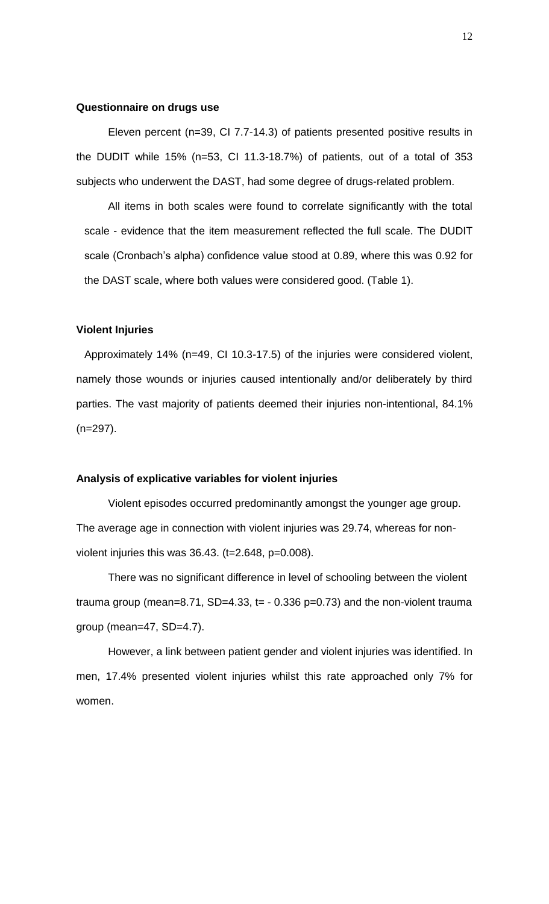**Questionnaire on drugs use**

Eleven percent (n=39, CI 7.7-14.3) of patients presented positive results in the DUDIT while 15% (n=53, CI 11.3-18.7%) of patients, out of a total of 353 subjects who underwent the DAST, had some degree of drugs-related problem.

All items in both scales were found to correlate significantly with the total scale - evidence that the item measurement reflected the full scale. The DUDIT scale (Cronbach's alpha) confidence value stood at 0.89, where this was 0.92 for the DAST scale, where both values were considered good. (Table 1).

**Violent Injuries**

Approximately 14% (n=49, CI 10.3-17.5) of the injuries were considered violent, namely those wounds or injuries caused intentionally and/or deliberately by third parties. The vast majority of patients deemed their injuries non-intentional, 84.1% (n=297).

**Analysis of explicative variables for violent injuries**

Violent episodes occurred predominantly amongst the younger age group. The average age in connection with violent injuries was 29.74, whereas for non-violent injuries this was 36.43. (t=2.648, p=0.008).

There was no significant difference in level of schooling between the violent trauma group (mean=8.71, SD=4.33, t= - 0.336 p=0.73) and the non-violent trauma group (mean=47, SD=4.7).

However, a link between patient gender and violent injuries was identified. In men, 17.4% presented violent injuries whilst this rate approached only 7% for women.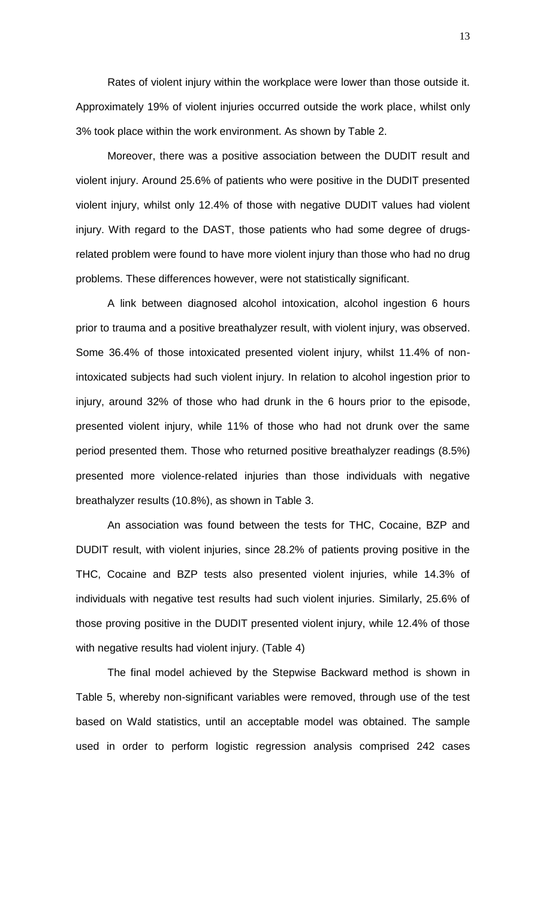Rates of violent injury within the workplace were lower than those outside it. Approximately 19% of violent injuries occurred outside the work place, whilst only 3% took place within the work environment. As shown by Table 2.

Moreover, there was a positive association between the DUDIT result and violent injury. Around 25.6% of patients who were positive in the DUDIT presented violent injury, whilst only 12.4% of those with negative DUDIT values had violent injury. With regard to the DAST, those patients who had some degree of drugs-related problem were found to have more violent injury than those who had no drug problems. These differences however, were not statistically significant.

A link between diagnosed alcohol intoxication, alcohol ingestion 6 hours prior to trauma and a positive breathalyzer result, with violent injury, was observed. Some 36.4% of those intoxicated presented violent injury, whilst 11.4% of non-intoxicated subjects had such violent injury. In relation to alcohol ingestion prior to injury, around 32% of those who had drunk in the 6 hours prior to the episode, presented violent injury, while 11% of those who had not drunk over the same period presented them. Those who returned positive breathalyzer readings (8.5%) presented more violence-related injuries than those individuals with negative breathalyzer results (10.8%), as shown in Table 3.

An association was found between the tests for THC, Cocaine, BZP and DUDIT result, with violent injuries, since 28.2% of patients proving positive in the THC, Cocaine and BZP tests also presented violent injuries, while 14.3% of individuals with negative test results had such violent injuries. Similarly, 25.6% of those proving positive in the DUDIT presented violent injury, while 12.4% of those with negative results had violent injury. (Table 4)

The final model achieved by the Stepwise Backward method is shown in Table 5, whereby non-significant variables were removed, through use of the test based on Wald statistics, until an acceptable model was obtained. The sample used in order to perform logistic regression analysis comprised 242 cases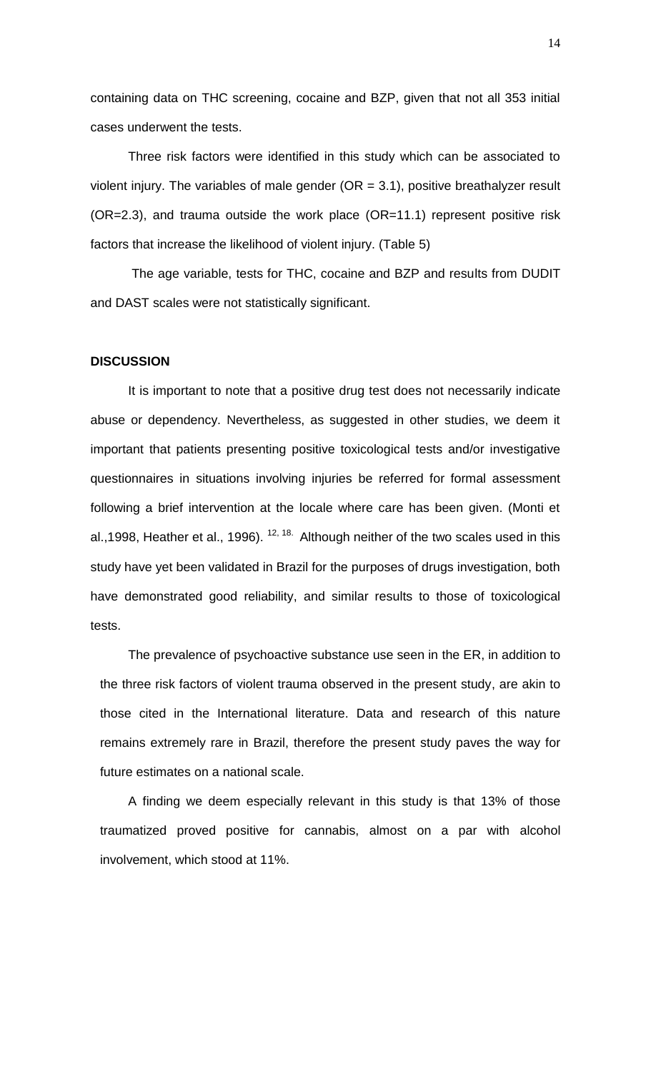containing data on THC screening, cocaine and BZP, given that not all 353 initial cases underwent the tests.

Three risk factors were identified in this study which can be associated to violent injury. The variables of male gender (OR = 3.1), positive breathalyzer result (OR=2.3), and trauma outside the work place (OR=11.1) represent positive risk factors that increase the likelihood of violent injury. (Table 5)

The age variable, tests for THC, cocaine and BZP and results from DUDIT and DAST scales were not statistically significant.

**DISCUSSION**

It is important to note that a positive drug test does not necessarily indicate abuse or dependency. Nevertheless, as suggested in other studies, we deem it important that patients presenting positive toxicological tests and/or investigative questionnaires in situations involving injuries be referred for formal assessment following a brief intervention at the locale where care has been given. (Monti et al.,1998, Heather et al., 1996). [12, 18.] Although neither of the two scales used in this study have yet been validated in Brazil for the purposes of drugs investigation, both have demonstrated good reliability, and similar results to those of toxicological tests.

The prevalence of psychoactive substance use seen in the ER, in addition to the three risk factors of violent trauma observed in the present study, are akin to those cited in the International literature. Data and research of this nature remains extremely rare in Brazil, therefore the present study paves the way for future estimates on a national scale.

A finding we deem especially relevant in this study is that 13% of those traumatized proved positive for cannabis, almost on a par with alcohol involvement, which stood at 11%.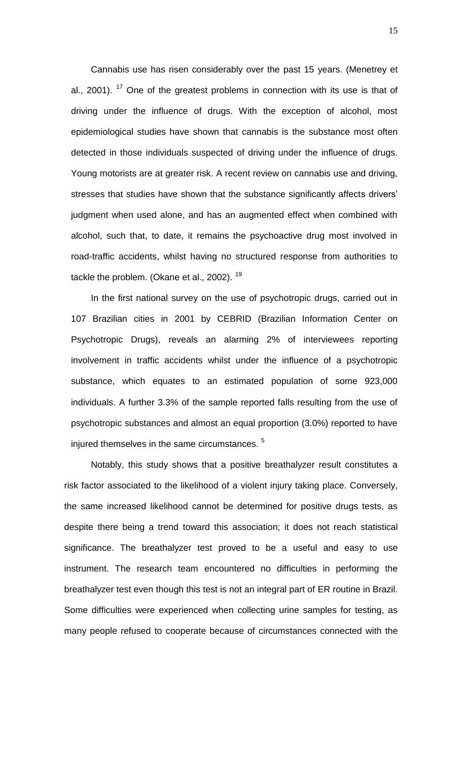Cannabis use has risen considerably over the past 15 years. (Menetrey et al., 2001). [17] One of the greatest problems in connection with its use is that of driving under the influence of drugs. With the exception of alcohol, most epidemiological studies have shown that cannabis is the substance most often detected in those individuals suspected of driving under the influence of drugs. Young motorists are at greater risk. A recent review on cannabis use and driving, stresses that studies have shown that the substance significantly affects drivers' judgment when used alone, and has an augmented effect when combined with alcohol, such that, to date, it remains the psychoactive drug most involved in road-traffic accidents, whilst having no structured response from authorities to tackle the problem. (Okane et al., 2002). [19]

In the first national survey on the use of psychotropic drugs, carried out in 107 Brazilian cities in 2001 by CEBRID (Brazilian Information Center on Psychotropic Drugs), reveals an alarming 2% of interviewees reporting involvement in traffic accidents whilst under the influence of a psychotropic substance, which equates to an estimated population of some 923,000 individuals. A further 3.3% of the sample reported falls resulting from the use of psychotropic substances and almost an equal proportion (3.0%) reported to have injured themselves in the same circumstances. [5]

Notably, this study shows that a positive breathalyzer result constitutes a risk factor associated to the likelihood of a violent injury taking place. Conversely, the same increased likelihood cannot be determined for positive drugs tests, as despite there being a trend toward this association; it does not reach statistical significance. The breathalyzer test proved to be a useful and easy to use instrument. The research team encountered no difficulties in performing the breathalyzer test even though this test is not an integral part of ER routine in Brazil. Some difficulties were experienced when collecting urine samples for testing, as many people refused to cooperate because of circumstances connected with the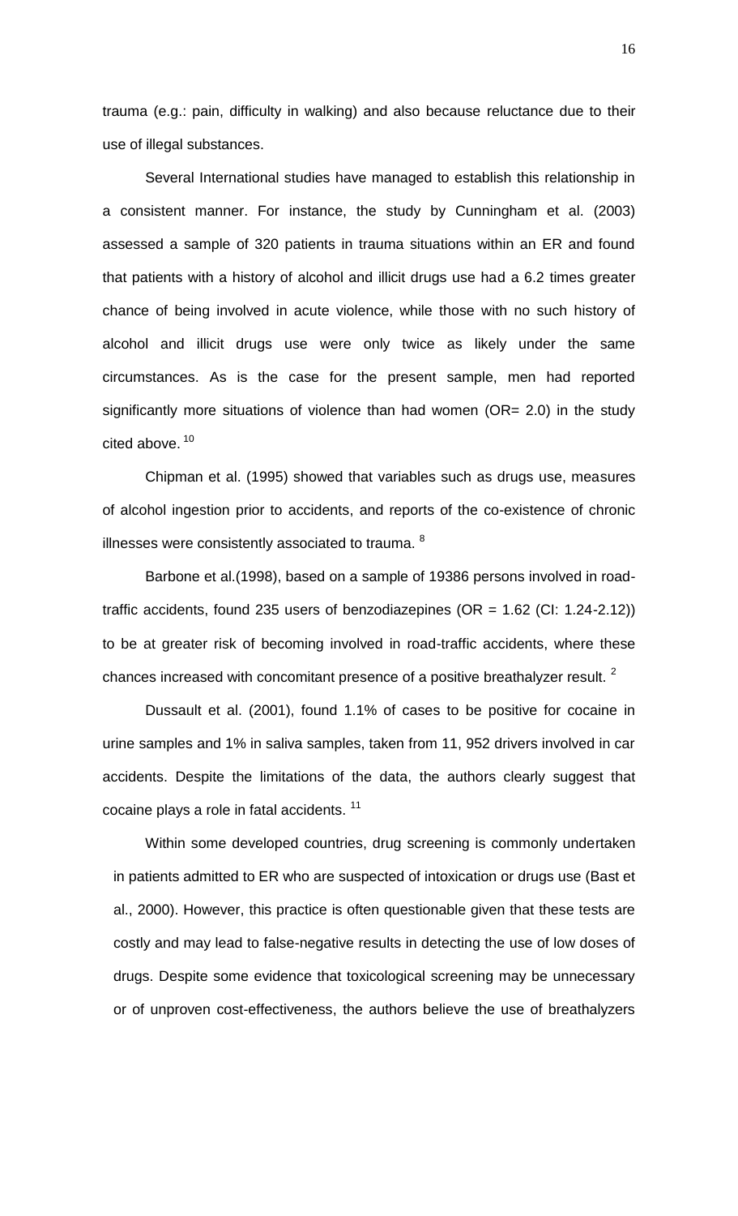trauma (e.g.: pain, difficulty in walking) and also because reluctance due to their use of illegal substances.

Several International studies have managed to establish this relationship in a consistent manner. For instance, the study by Cunningham et al. (2003) assessed a sample of 320 patients in trauma situations within an ER and found that patients with a history of alcohol and illicit drugs use had a 6.2 times greater chance of being involved in acute violence, while those with no such history of alcohol and illicit drugs use were only twice as likely under the same circumstances. As is the case for the present sample, men had reported significantly more situations of violence than had women (OR= 2.0) in the study cited above. [10]

Chipman et al. (1995) showed that variables such as drugs use, measures of alcohol ingestion prior to accidents, and reports of the co-existence of chronic illnesses were consistently associated to trauma. [8]

Barbone et al.(1998), based on a sample of 19386 persons involved in road-traffic accidents, found 235 users of benzodiazepines (OR = 1.62 (CI: 1.24-2.12)) to be at greater risk of becoming involved in road-traffic accidents, where these chances increased with concomitant presence of a positive breathalyzer result. [2]

Dussault et al. (2001), found 1.1% of cases to be positive for cocaine in urine samples and 1% in saliva samples, taken from 11, 952 drivers involved in car accidents. Despite the limitations of the data, the authors clearly suggest that cocaine plays a role in fatal accidents. [11]

Within some developed countries, drug screening is commonly undertaken in patients admitted to ER who are suspected of intoxication or drugs use (Bast et al., 2000). However, this practice is often questionable given that these tests are costly and may lead to false-negative results in detecting the use of low doses of drugs. Despite some evidence that toxicological screening may be unnecessary or of unproven cost-effectiveness, the authors believe the use of breathalyzers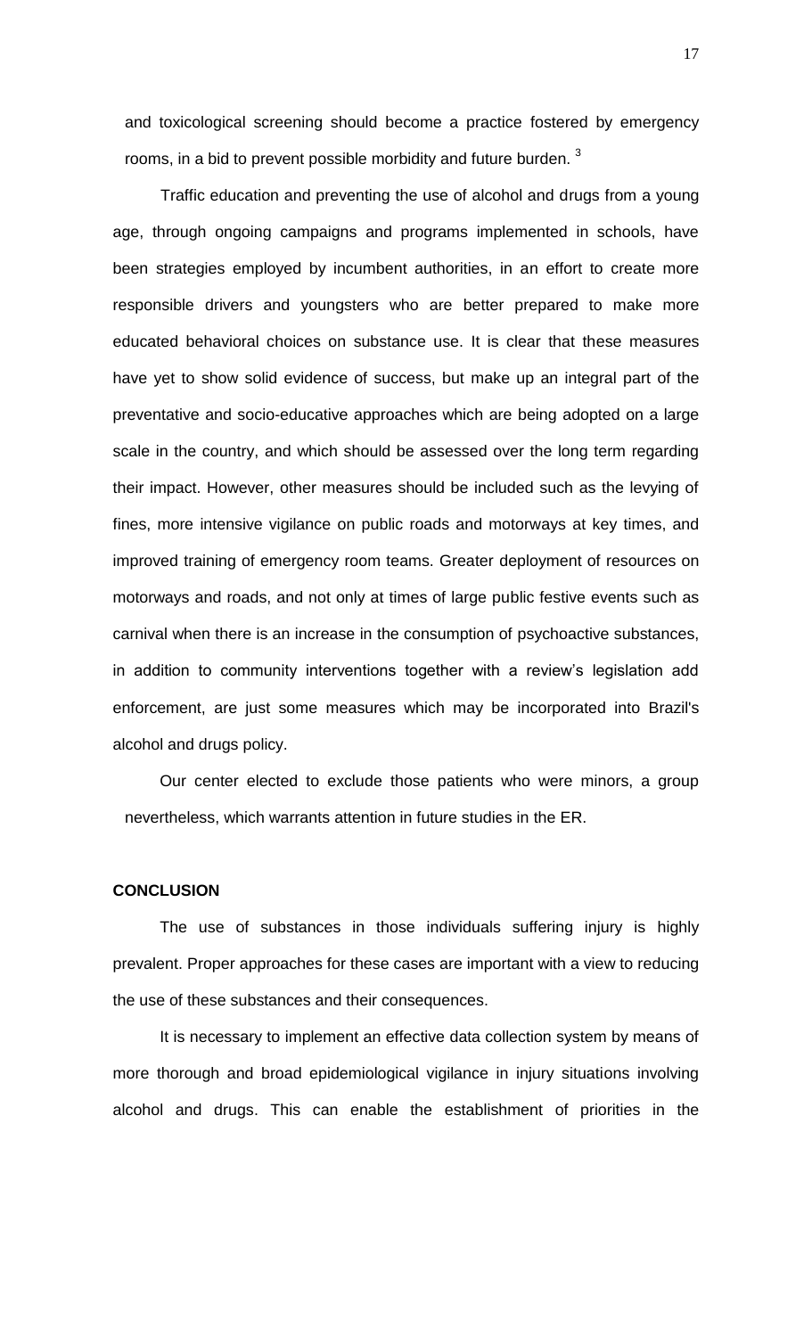and toxicological screening should become a practice fostered by emergency rooms, in a bid to prevent possible morbidity and future burden. [3]

Traffic education and preventing the use of alcohol and drugs from a young age, through ongoing campaigns and programs implemented in schools, have been strategies employed by incumbent authorities, in an effort to create more responsible drivers and youngsters who are better prepared to make more educated behavioral choices on substance use. It is clear that these measures have yet to show solid evidence of success, but make up an integral part of the preventative and socio-educative approaches which are being adopted on a large scale in the country, and which should be assessed over the long term regarding their impact. However, other measures should be included such as the levying of fines, more intensive vigilance on public roads and motorways at key times, and improved training of emergency room teams. Greater deployment of resources on motorways and roads, and not only at times of large public festive events such as carnival when there is an increase in the consumption of psychoactive substances, in addition to community interventions together with a review's legislation add enforcement, are just some measures which may be incorporated into Brazil's alcohol and drugs policy.

Our center elected to exclude those patients who were minors, a group nevertheless, which warrants attention in future studies in the ER.

## CONCLUSION

The use of substances in those individuals suffering injury is highly prevalent. Proper approaches for these cases are important with a view to reducing the use of these substances and their consequences.

It is necessary to implement an effective data collection system by means of more thorough and broad epidemiological vigilance in injury situations involving alcohol and drugs. This can enable the establishment of priorities in the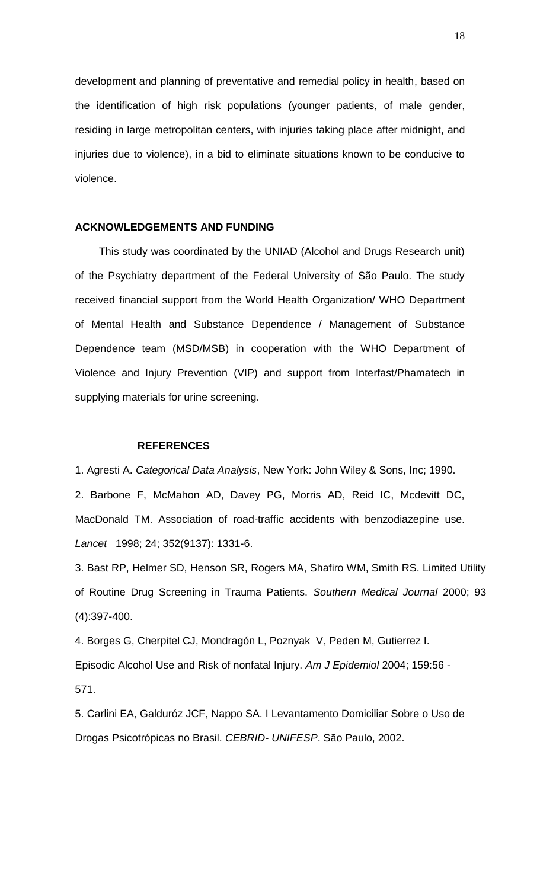development and planning of preventative and remedial policy in health, based on the identification of high risk populations (younger patients, of male gender, residing in large metropolitan centers, with injuries taking place after midnight, and injuries due to violence), in a bid to eliminate situations known to be conducive to violence.

## ACKNOWLEDGEMENTS AND FUNDING

This study was coordinated by the UNIAD (Alcohol and Drugs Research unit) of the Psychiatry department of the Federal University of São Paulo. The study received financial support from the World Health Organization/ WHO Department of Mental Health and Substance Dependence / Management of Substance Dependence team (MSD/MSB) in cooperation with the WHO Department of Violence and Injury Prevention (VIP) and support from Interfast/Phamatech in supplying materials for urine screening.

## REFERENCES

1. Agresti A. *Categorical Data Analysis*, New York: John Wiley & Sons, Inc; 1990.

2. Barbone F, McMahon AD, Davey PG, Morris AD, Reid IC, Mcdevitt DC, MacDonald TM. Association of road-traffic accidents with benzodiazepine use. *Lancet* 1998; 24; 352(9137): 1331-6.

3. Bast RP, Helmer SD, Henson SR, Rogers MA, Shafiro WM, Smith RS. Limited Utility of Routine Drug Screening in Trauma Patients. *Southern Medical Journal* 2000; 93 (4):397-400.

4. Borges G, Cherpitel CJ, Mondragón L, Poznyak V, Peden M, Gutierrez I. Episodic Alcohol Use and Risk of nonfatal Injury. *Am J Epidemiol* 2004; 159:56 - 571.

5. Carlini EA, Galduróz JCF, Nappo SA. I Levantamento Domiciliar Sobre o Uso de Drogas Psicotrópicas no Brasil. *CEBRID- UNIFESP*. São Paulo, 2002.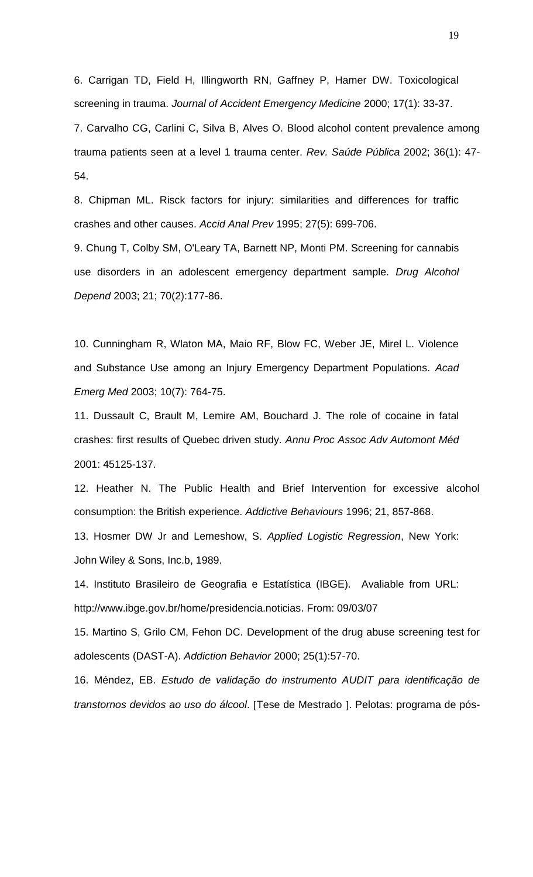6. Carrigan TD, Field H, Illingworth RN, Gaffney P, Hamer DW. Toxicological screening in trauma. *Journal of Accident Emergency Medicine* 2000; 17(1): 33-37.

7. Carvalho CG, Carlini C, Silva B, Alves O. Blood alcohol content prevalence among trauma patients seen at a level 1 trauma center. *Rev. Saúde Pública* 2002; 36(1): 47-54.

8. Chipman ML. Risck factors for injury: similarities and differences for traffic crashes and other causes. *Accid Anal Prev* 1995; 27(5): 699-706.

9. Chung T, Colby SM, O'Leary TA, Barnett NP, Monti PM. Screening for cannabis use disorders in an adolescent emergency department sample. *Drug Alcohol Depend* 2003; 21; 70(2):177-86.

10. Cunningham R, Wlaton MA, Maio RF, Blow FC, Weber JE, Mirel L. Violence and Substance Use among an Injury Emergency Department Populations. *Acad Emerg Med* 2003; 10(7): 764-75.

11. Dussault C, Brault M, Lemire AM, Bouchard J. The role of cocaine in fatal crashes: first results of Quebec driven study. *Annu Proc Assoc Adv Automont Méd* 2001: 45125-137.

12. Heather N. The Public Health and Brief Intervention for excessive alcohol consumption: the British experience. *Addictive Behaviours* 1996; 21, 857-868.

13. Hosmer DW Jr and Lemeshow, S. *Applied Logistic Regression*, New York: John Wiley & Sons, Inc.b, 1989.

14. Instituto Brasileiro de Geografia e Estatística (IBGE). Avaliable from URL: http://www.ibge.gov.br/home/presidencia.noticias. From: 09/03/07

15. Martino S, Grilo CM, Fehon DC. Development of the drug abuse screening test for adolescents (DAST-A). *Addiction Behavior* 2000; 25(1):57-70.

16. Méndez, EB. *Estudo de validação do instrumento AUDIT para identificação de transtornos devidos ao uso do álcool*. [Tese de Mestrado ]. Pelotas: programa de pós-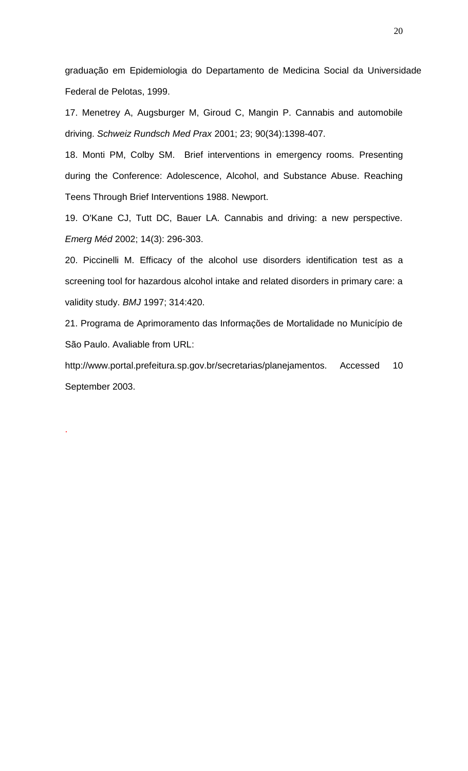graduação em Epidemiologia do Departamento de Medicina Social da Universidade Federal de Pelotas, 1999.

17. Menetrey A, Augsburger M, Giroud C, Mangin P. Cannabis and automobile driving. *Schweiz Rundsch Med Prax* 2001; 23; 90(34):1398-407.

18. Monti PM, Colby SM. Brief interventions in emergency rooms. Presenting during the Conference: Adolescence, Alcohol, and Substance Abuse. Reaching Teens Through Brief Interventions 1988. Newport.

19. O'Kane CJ, Tutt DC, Bauer LA. Cannabis and driving: a new perspective. *Emerg Méd* 2002; 14(3): 296-303.

20. Piccinelli M. Efficacy of the alcohol use disorders identification test as a screening tool for hazardous alcohol intake and related disorders in primary care: a validity study. *BMJ* 1997; 314:420.

21. Programa de Aprimoramento das Informações de Mortalidade no Município de São Paulo. Avaliable from URL: http://www.portal.prefeitura.sp.gov.br/secretarias/planejamentos. Accessed 10 September 2003.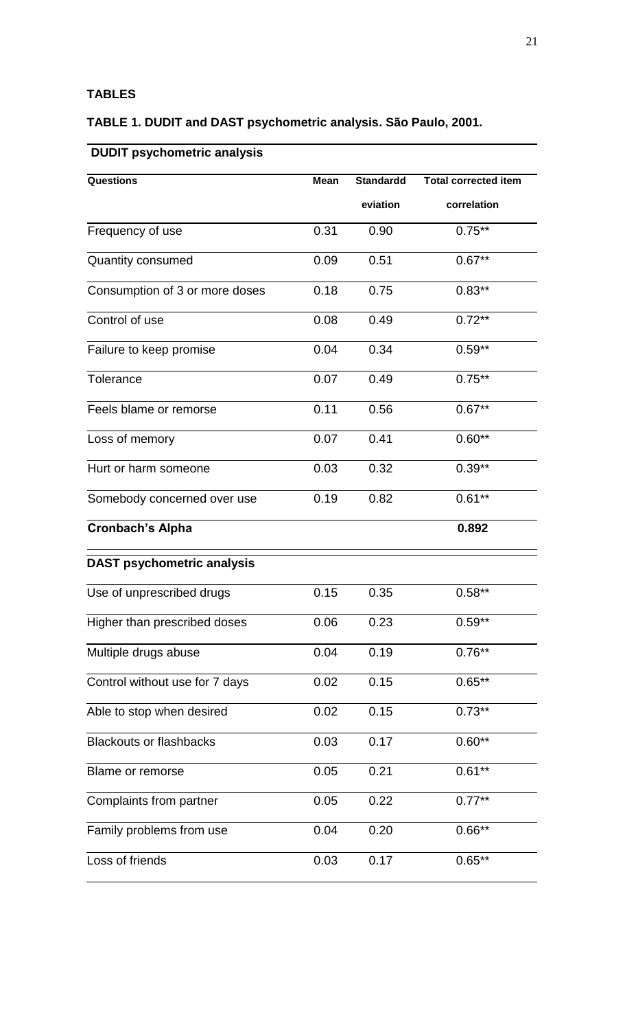## TABLES

### TABLE 1. DUDIT and DAST psychometric analysis. São Paulo, 2001.

| **DUDIT psychometric analysis** | | | |
|---|---|---|---|
| **Questions** | **Mean** | **Standard deviation** | **Total corrected item correlation** |
| Frequency of use | 0.31 | 0.90 | 0.75** |
| Quantity consumed | 0.09 | 0.51 | 0.67** |
| Consumption of 3 or more doses | 0.18 | 0.75 | 0.83** |
| Control of use | 0.08 | 0.49 | 0.72** |
| Failure to keep promise | 0.04 | 0.34 | 0.59** |
| Tolerance | 0.07 | 0.49 | 0.75** |
| Feels blame or remorse | 0.11 | 0.56 | 0.67** |
| Loss of memory | 0.07 | 0.41 | 0.60** |
| Hurt or harm someone | 0.03 | 0.32 | 0.39** |
| Somebody concerned over use | 0.19 | 0.82 | 0.61** |
| **Cronbach's Alpha** | | | **0.892** |
| **DAST psychometric analysis** | | | |
| Use of unprescribed drugs | 0.15 | 0.35 | 0.58** |
| Higher than prescribed doses | 0.06 | 0.23 | 0.59** |
| Multiple drugs abuse | 0.04 | 0.19 | 0.76** |
| Control without use for 7 days | 0.02 | 0.15 | 0.65** |
| Able to stop when desired | 0.02 | 0.15 | 0.73** |
| Blackouts or flashbacks | 0.03 | 0.17 | 0.60** |
| Blame or remorse | 0.05 | 0.21 | 0.61** |
| Complaints from partner | 0.05 | 0.22 | 0.77** |
| Family problems from use | 0.04 | 0.20 | 0.66** |
| Loss of friends | 0.03 | 0.17 | 0.65** |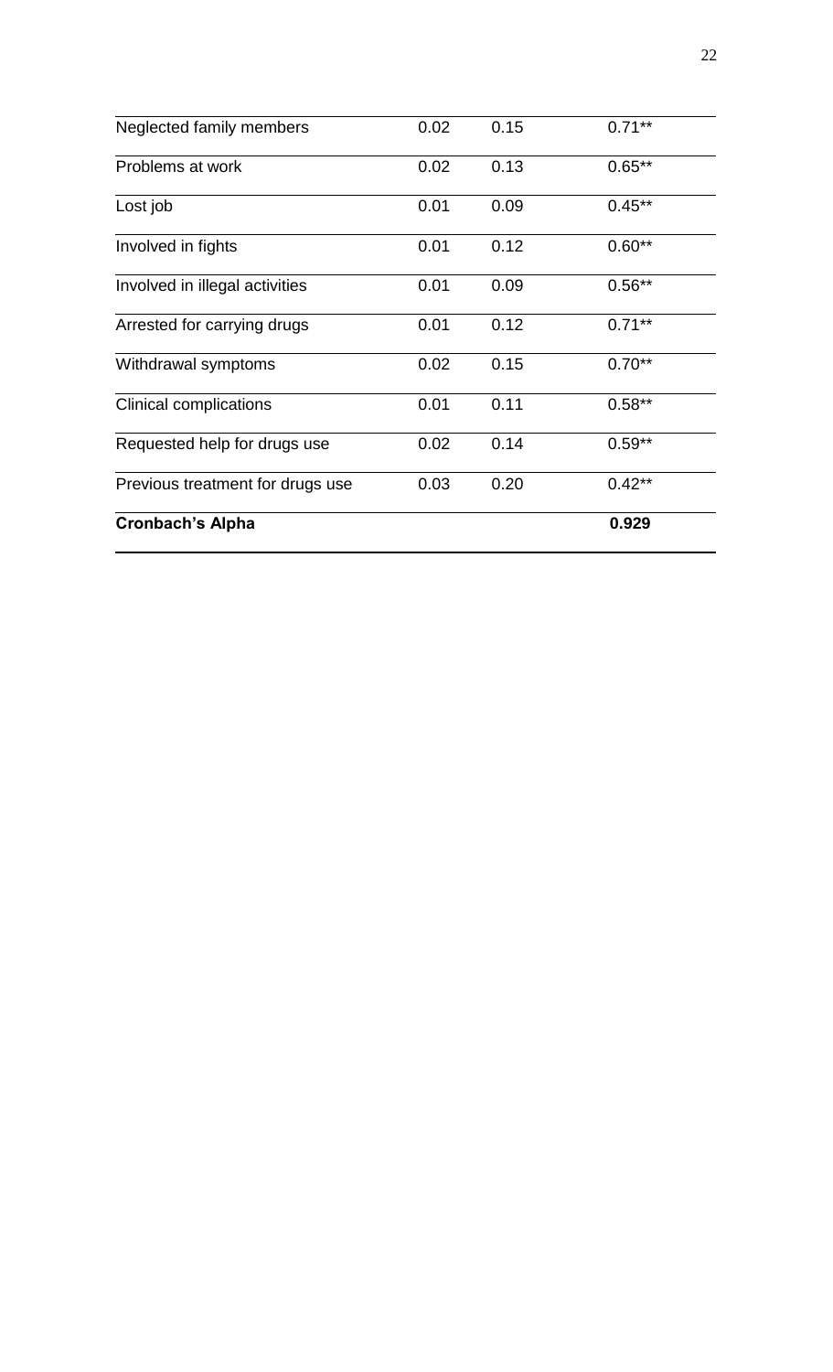| | | | |
|---|---|---|---|
| Neglected family members | 0.02 | 0.15 | 0.71** |
| Problems at work | 0.02 | 0.13 | 0.65** |
| Lost job | 0.01 | 0.09 | 0.45** |
| Involved in fights | 0.01 | 0.12 | 0.60** |
| Involved in illegal activities | 0.01 | 0.09 | 0.56** |
| Arrested for carrying drugs | 0.01 | 0.12 | 0.71** |
| Withdrawal symptoms | 0.02 | 0.15 | 0.70** |
| Clinical complications | 0.01 | 0.11 | 0.58** |
| Requested help for drugs use | 0.02 | 0.14 | 0.59** |
| Previous treatment for drugs use | 0.03 | 0.20 | 0.42** |
| **Cronbach's Alpha** | | | **0.929** |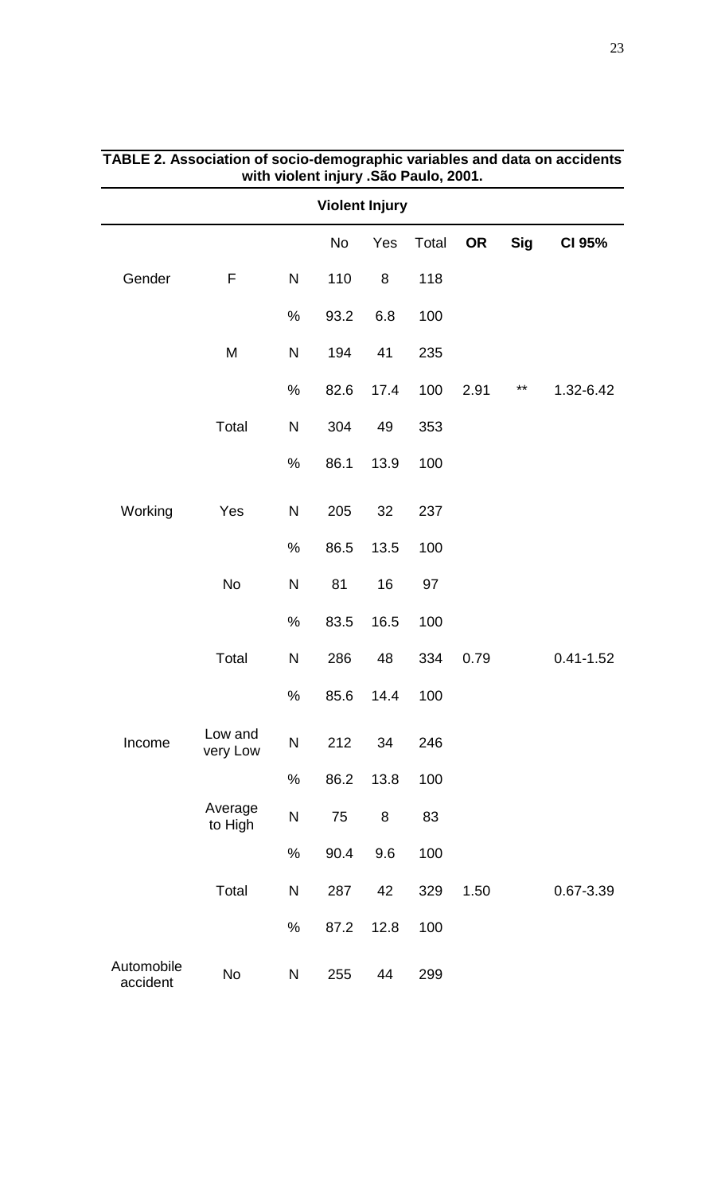**TABLE 2. Association of socio-demographic variables and data on accidents with violent injury .São Paulo, 2001.**

| | | | Violent Injury | | | | | |
|---|---|---|---|---|---|---|---|---|
| | | | No | Yes | Total | **OR** | **Sig** | **CI 95%** |
| Gender | F | N | 110 | 8 | 118 | | | |
| | | % | 93.2 | 6.8 | 100 | | | |
| | M | N | 194 | 41 | 235 | | | |
| | | % | 82.6 | 17.4 | 100 | 2.91 | ** | 1.32-6.42 |
| | Total | N | 304 | 49 | 353 | | | |
| | | % | 86.1 | 13.9 | 100 | | | |
| Working | Yes | N | 205 | 32 | 237 | | | |
| | | % | 86.5 | 13.5 | 100 | | | |
| | No | N | 81 | 16 | 97 | | | |
| | | % | 83.5 | 16.5 | 100 | | | |
| | Total | N | 286 | 48 | 334 | 0.79 | | 0.41-1.52 |
| | | % | 85.6 | 14.4 | 100 | | | |
| Income | Low and very Low | N | 212 | 34 | 246 | | | |
| | | % | 86.2 | 13.8 | 100 | | | |
| | Average to High | N | 75 | 8 | 83 | | | |
| | | % | 90.4 | 9.6 | 100 | | | |
| | Total | N | 287 | 42 | 329 | 1.50 | | 0.67-3.39 |
| | | % | 87.2 | 12.8 | 100 | | | |
| Automobile accident | No | N | 255 | 44 | 299 | | | |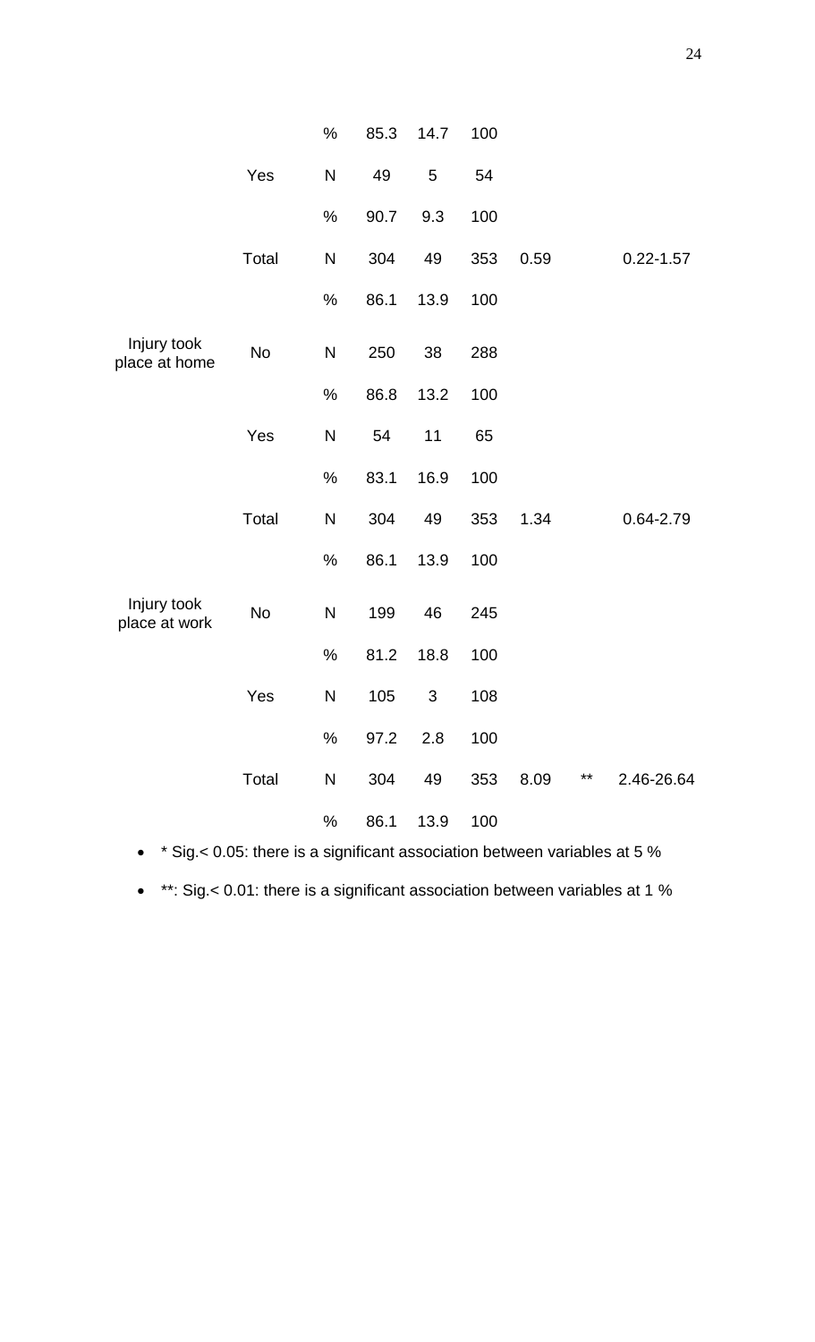| | | | | | | | | |
|---|---|---|---|---|---|---|---|---|
| | | % | 85.3 | 14.7 | 100 | | | |
| | Yes | N | 49 | 5 | 54 | | | |
| | | % | 90.7 | 9.3 | 100 | | | |
| | Total | N | 304 | 49 | 353 | 0.59 | | 0.22-1.57 |
| | | % | 86.1 | 13.9 | 100 | | | |
| Injury took place at home | No | N | 250 | 38 | 288 | | | |
| | | % | 86.8 | 13.2 | 100 | | | |
| | Yes | N | 54 | 11 | 65 | | | |
| | | % | 83.1 | 16.9 | 100 | | | |
| | Total | N | 304 | 49 | 353 | 1.34 | | 0.64-2.79 |
| | | % | 86.1 | 13.9 | 100 | | | |
| Injury took place at work | No | N | 199 | 46 | 245 | | | |
| | | % | 81.2 | 18.8 | 100 | | | |
| | Yes | N | 105 | 3 | 108 | | | |
| | | % | 97.2 | 2.8 | 100 | | | |
| | Total | N | 304 | 49 | 353 | 8.09 | ** | 2.46-26.64 |
| | | % | 86.1 | 13.9 | 100 | | | |

- \* Sig.< 0.05: there is a significant association between variables at 5 %
- \*\*: Sig.< 0.01: there is a significant association between variables at 1 %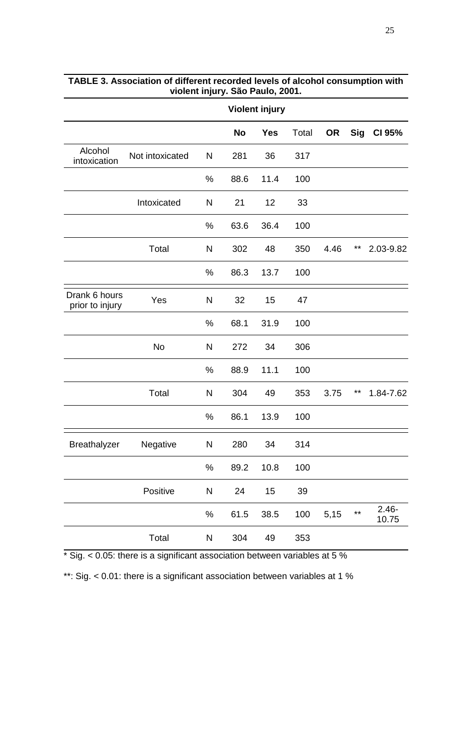**TABLE 3. Association of different recorded levels of alcohol consumption with violent injury. São Paulo, 2001.**

| | | | Violent injury | | | | | |
|---|---|---|---|---|---|---|---|---|
| | | | **No** | **Yes** | Total | **OR** | **Sig** | **CI 95%** |
| Alcohol intoxication | Not intoxicated | N | 281 | 36 | 317 | | | |
| | | % | 88.6 | 11.4 | 100 | | | |
| | Intoxicated | N | 21 | 12 | 33 | | | |
| | | % | 63.6 | 36.4 | 100 | | | |
| | Total | N | 302 | 48 | 350 | 4.46 | ** | 2.03-9.82 |
| | | % | 86.3 | 13.7 | 100 | | | |
| Drank 6 hours prior to injury | Yes | N | 32 | 15 | 47 | | | |
| | | % | 68.1 | 31.9 | 100 | | | |
| | No | N | 272 | 34 | 306 | | | |
| | | % | 88.9 | 11.1 | 100 | | | |
| | Total | N | 304 | 49 | 353 | 3.75 | ** | 1.84-7.62 |
| | | % | 86.1 | 13.9 | 100 | | | |
| Breathalyzer | Negative | N | 280 | 34 | 314 | | | |
| | | % | 89.2 | 10.8 | 100 | | | |
| | Positive | N | 24 | 15 | 39 | | | |
| | | % | 61.5 | 38.5 | 100 | 5,15 | ** | 2.46-10.75 |
| | Total | N | 304 | 49 | 353 | | | |

* Sig. < 0.05: there is a significant association between variables at 5 %

**: Sig. < 0.01: there is a significant association between variables at 1 %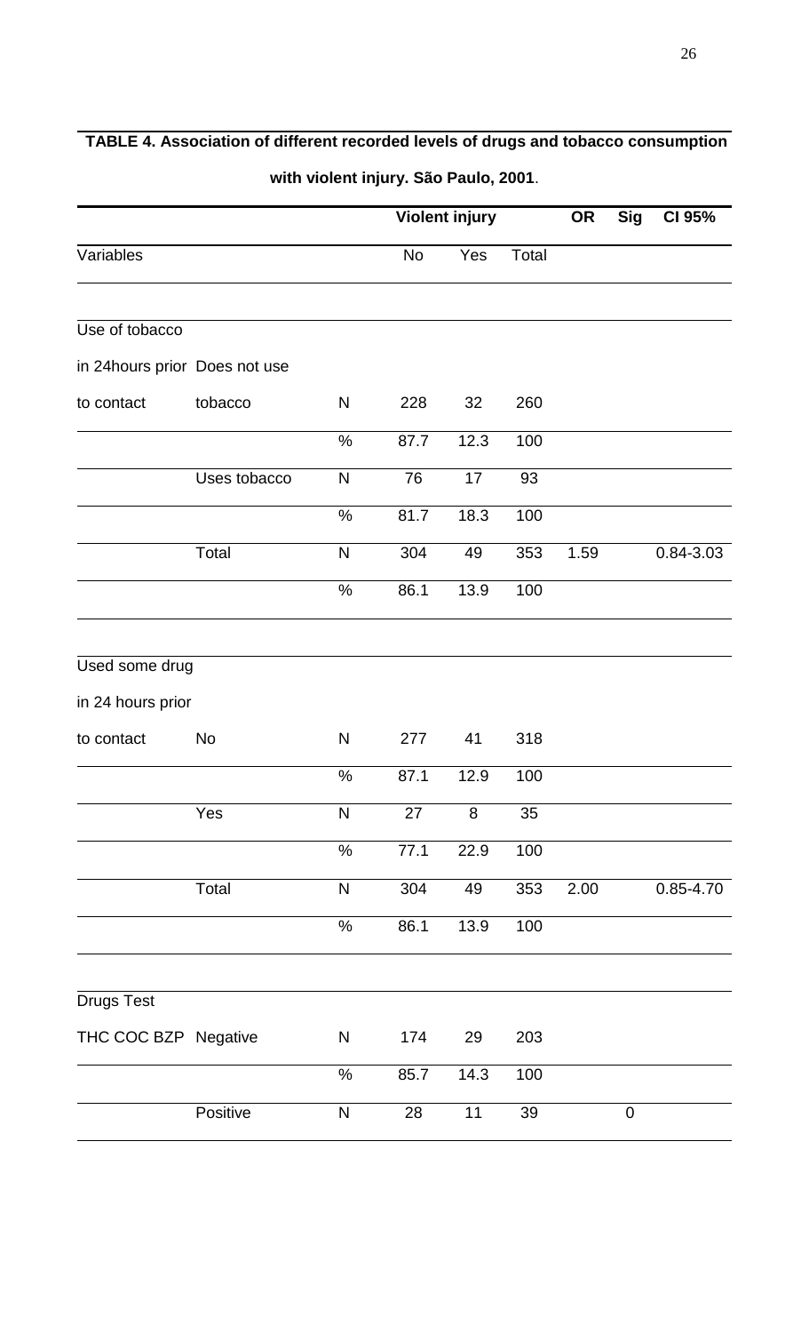**TABLE 4. Association of different recorded levels of drugs and tobacco consumption with violent injury. São Paulo, 2001**.

| | | | Violent injury | | | OR | Sig | CI 95% |
|---|---|---|---|---|---|---|---|---|
| Variables | | | No | Yes | Total | | | |
| Use of tobacco in 24hours prior to contact | Does not use tobacco | N | 228 | 32 | 260 | | | |
| | | % | 87.7 | 12.3 | 100 | | | |
| | Uses tobacco | N | 76 | 17 | 93 | | | |
| | | % | 81.7 | 18.3 | 100 | | | |
| | Total | N | 304 | 49 | 353 | 1.59 | | 0.84-3.03 |
| | | % | 86.1 | 13.9 | 100 | | | |
| Used some drug in 24 hours prior to contact | No | N | 277 | 41 | 318 | | | |
| | | % | 87.1 | 12.9 | 100 | | | |
| | Yes | N | 27 | 8 | 35 | | | |
| | | % | 77.1 | 22.9 | 100 | | | |
| | Total | N | 304 | 49 | 353 | 2.00 | | 0.85-4.70 |
| | | % | 86.1 | 13.9 | 100 | | | |
| Drugs Test THC COC BZP | Negative | N | 174 | 29 | 203 | | | |
| | | % | 85.7 | 14.3 | 100 | | | |
| | Positive | N | 28 | 11 | 39 | | 0 | |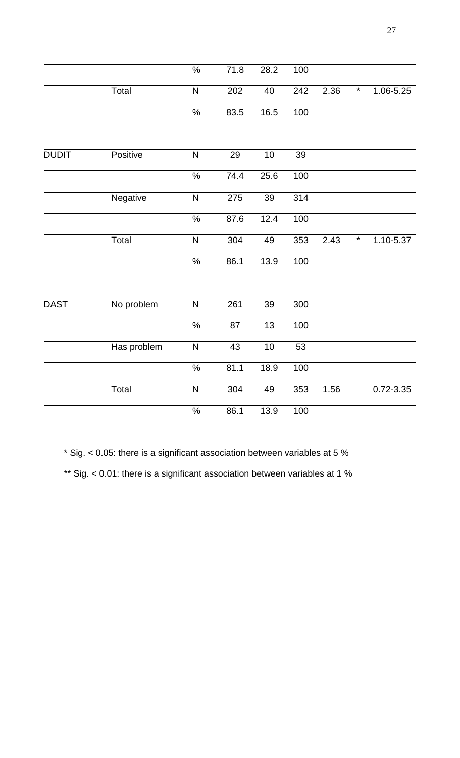| | | | | | | | | |
|---|---|---|---|---|---|---|---|---|
| | | % | 71.8 | 28.2 | 100 | | | |
| | Total | N | 202 | 40 | 242 | 2.36 | * | 1.06-5.25 |
| | | % | 83.5 | 16.5 | 100 | | | |
| | | | | | | | | |
| DUDIT | Positive | N | 29 | 10 | 39 | | | |
| | | % | 74.4 | 25.6 | 100 | | | |
| | Negative | N | 275 | 39 | 314 | | | |
| | | % | 87.6 | 12.4 | 100 | | | |
| | Total | N | 304 | 49 | 353 | 2.43 | * | 1.10-5.37 |
| | | % | 86.1 | 13.9 | 100 | | | |
| | | | | | | | | |
| DAST | No problem | N | 261 | 39 | 300 | | | |
| | | % | 87 | 13 | 100 | | | |
| | Has problem | N | 43 | 10 | 53 | | | |
| | | % | 81.1 | 18.9 | 100 | | | |
| | Total | N | 304 | 49 | 353 | 1.56 | | 0.72-3.35 |
| | | % | 86.1 | 13.9 | 100 | | | |

* Sig. < 0.05: there is a significant association between variables at 5 %

** Sig. < 0.01: there is a significant association between variables at 1 %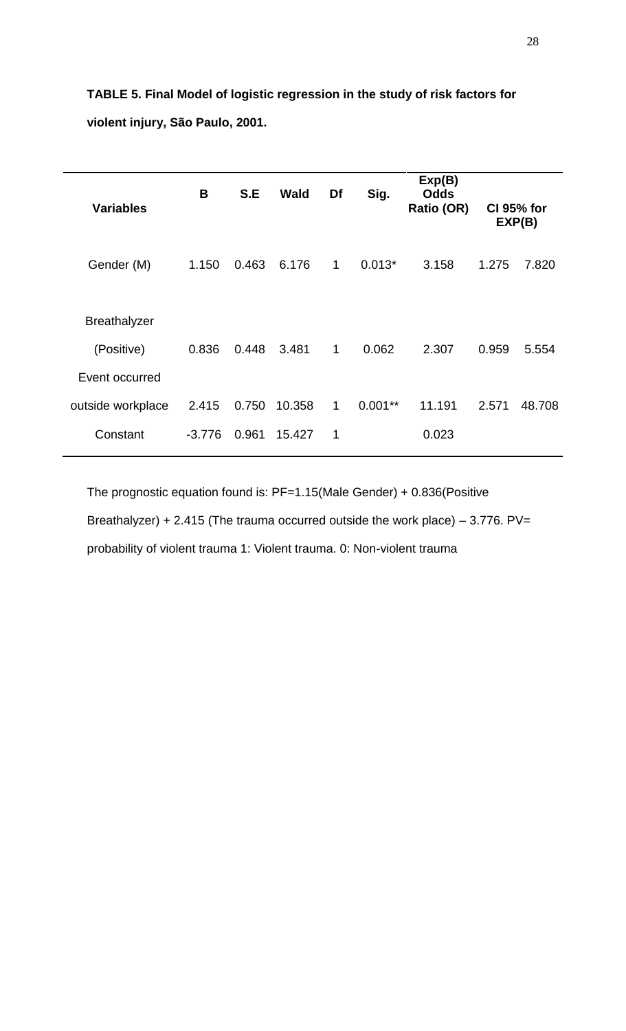**TABLE 5. Final Model of logistic regression in the study of risk factors for violent injury, São Paulo, 2001.**

| Variables | B | S.E | Wald | Df | Sig. | Exp(B) Odds Ratio (OR) | CI 95% for EXP(B) | |
|---|---|---|---|---|---|---|---|---|
| Gender (M) | 1.150 | 0.463 | 6.176 | 1 | 0.013* | 3.158 | 1.275 | 7.820 |
| Breathalyzer (Positive) | 0.836 | 0.448 | 3.481 | 1 | 0.062 | 2.307 | 0.959 | 5.554 |
| Event occurred outside workplace | 2.415 | 0.750 | 10.358 | 1 | 0.001** | 11.191 | 2.571 | 48.708 |
| Constant | -3.776 | 0.961 | 15.427 | 1 | | 0.023 | | |

The prognostic equation found is: PF=1.15(Male Gender) + 0.836(Positive Breathalyzer) + 2.415 (The trauma occurred outside the work place) – 3.776. PV= probability of violent trauma 1: Violent trauma. 0: Non-violent trauma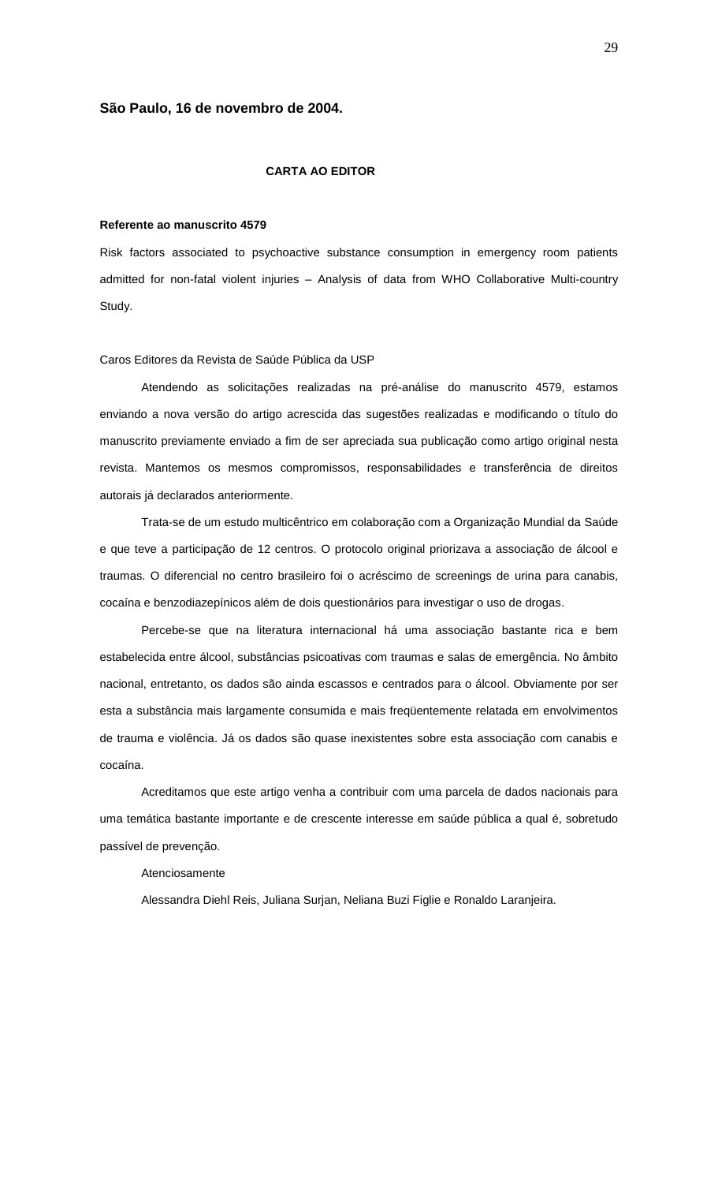**São Paulo, 16 de novembro de 2004.**

**CARTA AO EDITOR**

**Referente ao manuscrito 4579**

Risk factors associated to psychoactive substance consumption in emergency room patients admitted for non-fatal violent injuries – Analysis of data from WHO Collaborative Multi-country Study.

Caros Editores da Revista de Saúde Pública da USP

Atendendo as solicitações realizadas na pré-análise do manuscrito 4579, estamos enviando a nova versão do artigo acrescida das sugestões realizadas e modificando o título do manuscrito previamente enviado a fim de ser apreciada sua publicação como artigo original nesta revista. Mantemos os mesmos compromissos, responsabilidades e transferência de direitos autorais já declarados anteriormente.

Trata-se de um estudo multicêntrico em colaboração com a Organização Mundial da Saúde e que teve a participação de 12 centros. O protocolo original priorizava a associação de álcool e traumas. O diferencial no centro brasileiro foi o acréscimo de screenings de urina para canabis, cocaína e benzodiazepínicos além de dois questionários para investigar o uso de drogas.

Percebe-se que na literatura internacional há uma associação bastante rica e bem estabelecida entre álcool, substâncias psicoativas com traumas e salas de emergência. No âmbito nacional, entretanto, os dados são ainda escassos e centrados para o álcool. Obviamente por ser esta a substância mais largamente consumida e mais freqüentemente relatada em envolvimentos de trauma e violência. Já os dados são quase inexistentes sobre esta associação com canabis e cocaína.

Acreditamos que este artigo venha a contribuir com uma parcela de dados nacionais para uma temática bastante importante e de crescente interesse em saúde pública a qual é, sobretudo passível de prevenção.

Atenciosamente

Alessandra Diehl Reis, Juliana Surjan, Neliana Buzi Figlie e Ronaldo Laranjeira.